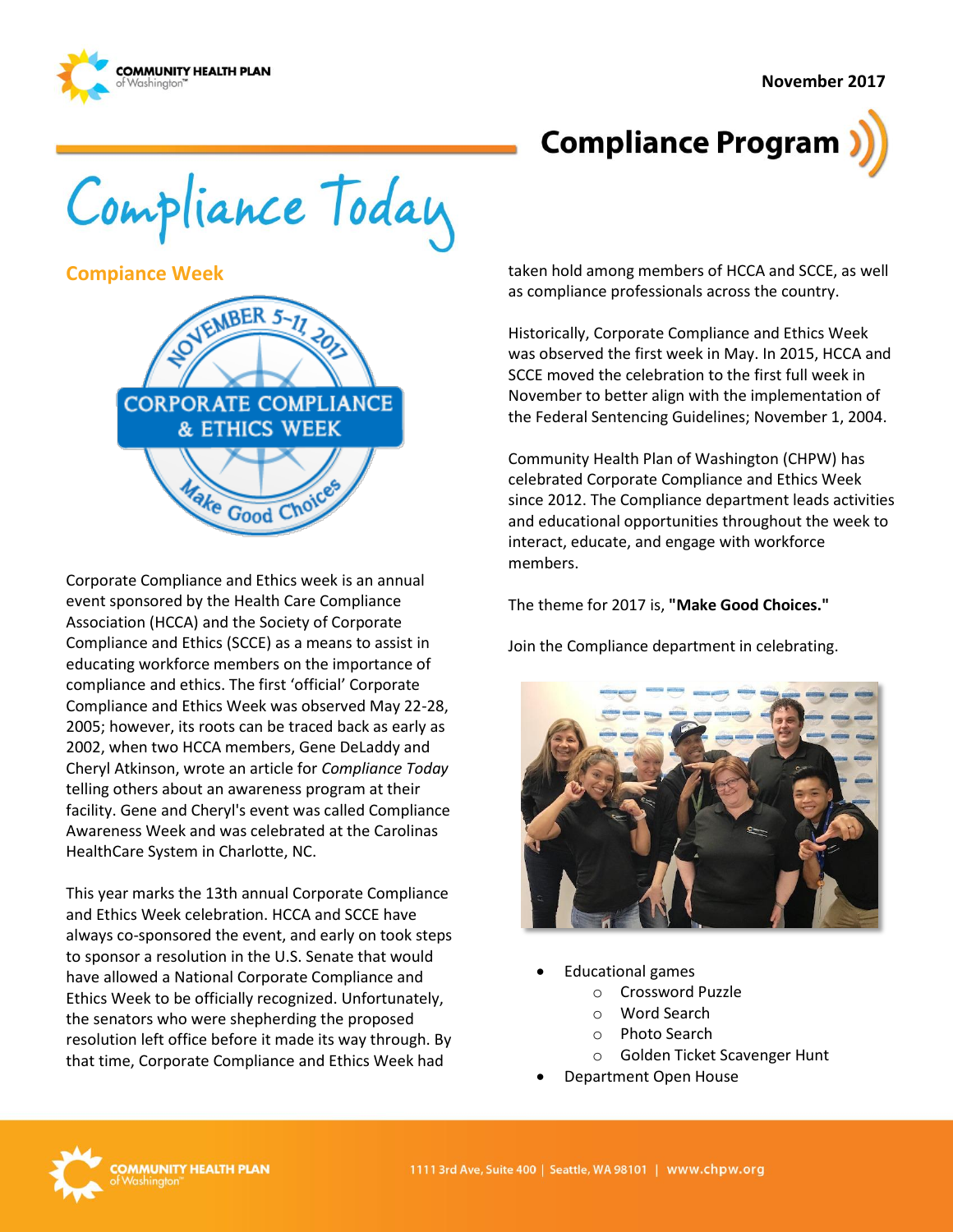November 2017

# Compliance Program

# Compliance Today

## Compaince Week

Corporate Compliance and Ethics week is an annual event sponsored by the Health Care Compliance Association (HCCA) and the Society of Corporate Compliance and Ethics (SCCE) as a means to assist in educating workforce members on the importance of compliance and ethics. The first 'official' Corporate Compliance and Ethics Week was observed May 22-28, 2005; however, its roots can be traced back as early as 2002, when two HCCA members, Gene DeLaddy and Cheryl Atkinson, wrote an article for *Compliance Today* telling others about an awareness program at their facility. Gene and Cheryl's event was called Compliance Awareness Week and was celebrated at the Carolinas HealthCare System in Charlotte, NC.

This year marks the 13th annual Corporate Compliance and Ethics Week celebration. HCCA and SCCE have always co-sponsored the event, and early on took steps to sponsor a resolution in the U.S. Senate that would have allowed a National Corporate Compliance and Ethics Week to be officially recognized. Unfortunately, the senators who were shepherding the proposed resolution left office before it made its way through. By that time, Corporate Compliance and Ethics Week had taken hold among members of HCCA and SCCE, as well as compliance professionals across the country.

Historically, Corporate Compliance and Ethics Week was observed the first week in May. In 2015, HCCA and SCCE moved the celebration to the first full week in November to better align with the implementation of the Federal Sentencing Guidelines; November 1, 2004.

Community Health Plan of Washington (CHPW) has celebrated Corporate Compliance and Ethics Week since 2012. The Compliance department leads activities and educational opportunities throughout the week to interact, educate, and engage with workforce members.

The theme for 2017 is, **"Make Good Choices."**

Join the Compliance department in celebrating.

- Educational games
  - Crossword Puzzle
  - Word Search
  - Photo Search
  - Golden Ticket Scavenger Hunt
- Department Open House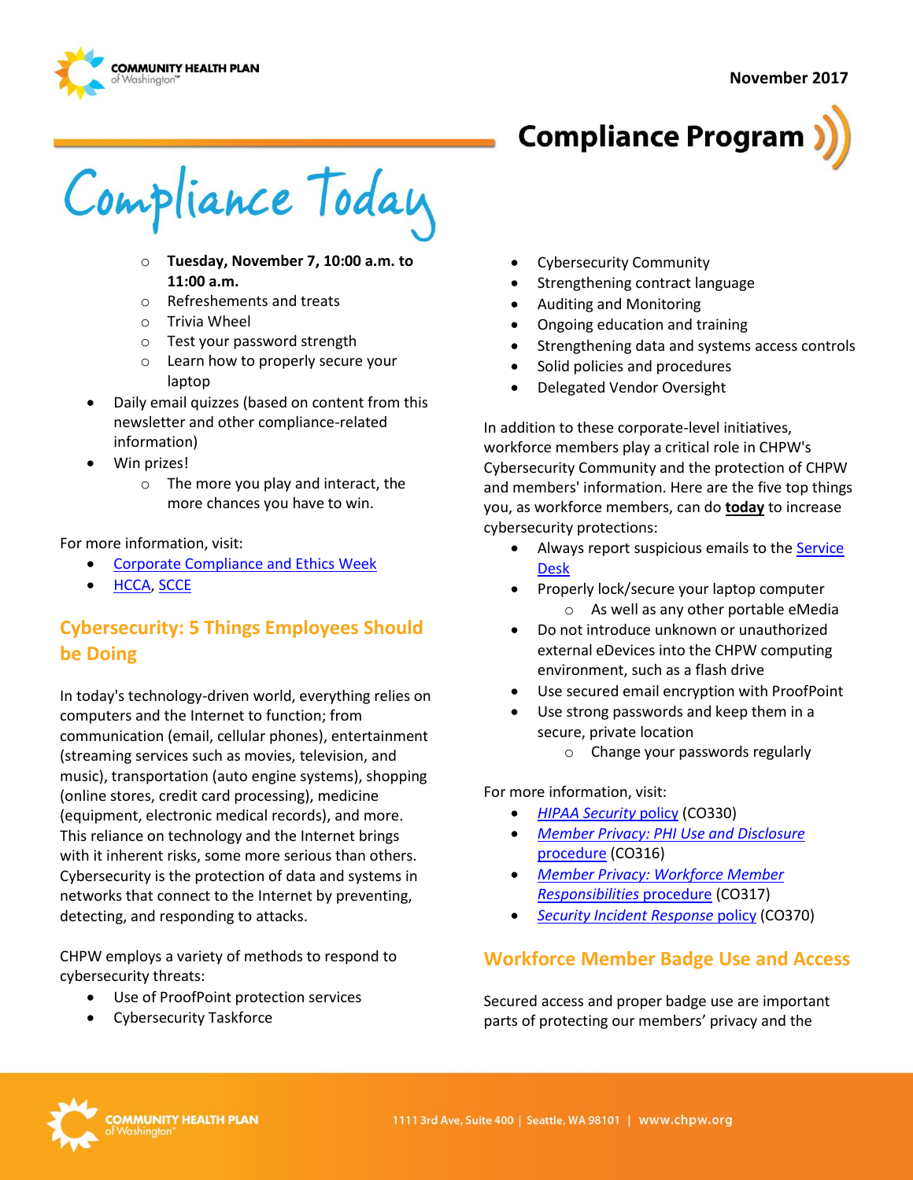- Tuesday, November 7, 10:00 a.m. to 11:00 a.m.
  - Refreshements and treats
  - Trivia Wheel
  - Test your password strength
  - Learn how to properly secure your laptop
- Daily email quizzes (based on content from this newsletter and other compliance-related information)
- Win prizes!
  - The more you play and interact, the more chances you have to win.

For more information, visit:

- Corporate Compliance and Ethics Week
- HCCA, SCCE

## Cybersecurity: 5 Things Employees Should be Doing

In today's technology-driven world, everything relies on computers and the Internet to function; from communication (email, cellular phones), entertainment (streaming services such as movies, television, and music), transportation (auto engine systems), shopping (online stores, credit card processing), medicine (equipment, electronic medical records), and more. This reliance on technology and the Internet brings with it inherent risks, some more serious than others. Cybersecurity is the protection of data and systems in networks that connect to the Internet by preventing, detecting, and responding to attacks.

CHPW employs a variety of methods to respond to cybersecurity threats:

- Use of ProofPoint protection services
- Cybersecurity Taskforce
- Cybersecurity Community
- Strengthening contract language
- Auditing and Monitoring
- Ongoing education and training
- Strengthening data and systems access controls
- Solid policies and procedures
- Delegated Vendor Oversight

In addition to these corporate-level initiatives, workforce members play a critical role in CHPW's Cybersecurity Community and the protection of CHPW and members' information. Here are the five top things you, as workforce members, can do **today** to increase cybersecurity protections:

- Always report suspicious emails to the Service Desk
- Properly lock/secure your laptop computer
  - As well as any other portable eMedia
- Do not introduce unknown or unauthorized external eDevices into the CHPW computing environment, such as a flash drive
- Use secured email encryption with ProofPoint
- Use strong passwords and keep them in a secure, private location
  - Change your passwords regularly

For more information, visit:

- *HIPAA Security policy* (CO330)
- *Member Privacy: PHI Use and Disclosure procedure* (CO316)
- *Member Privacy: Workforce Member Responsibilities procedure* (CO317)
- *Security Incident Response policy* (CO370)

## Workforce Member Badge Use and Access

Secured access and proper badge use are important parts of protecting our members' privacy and the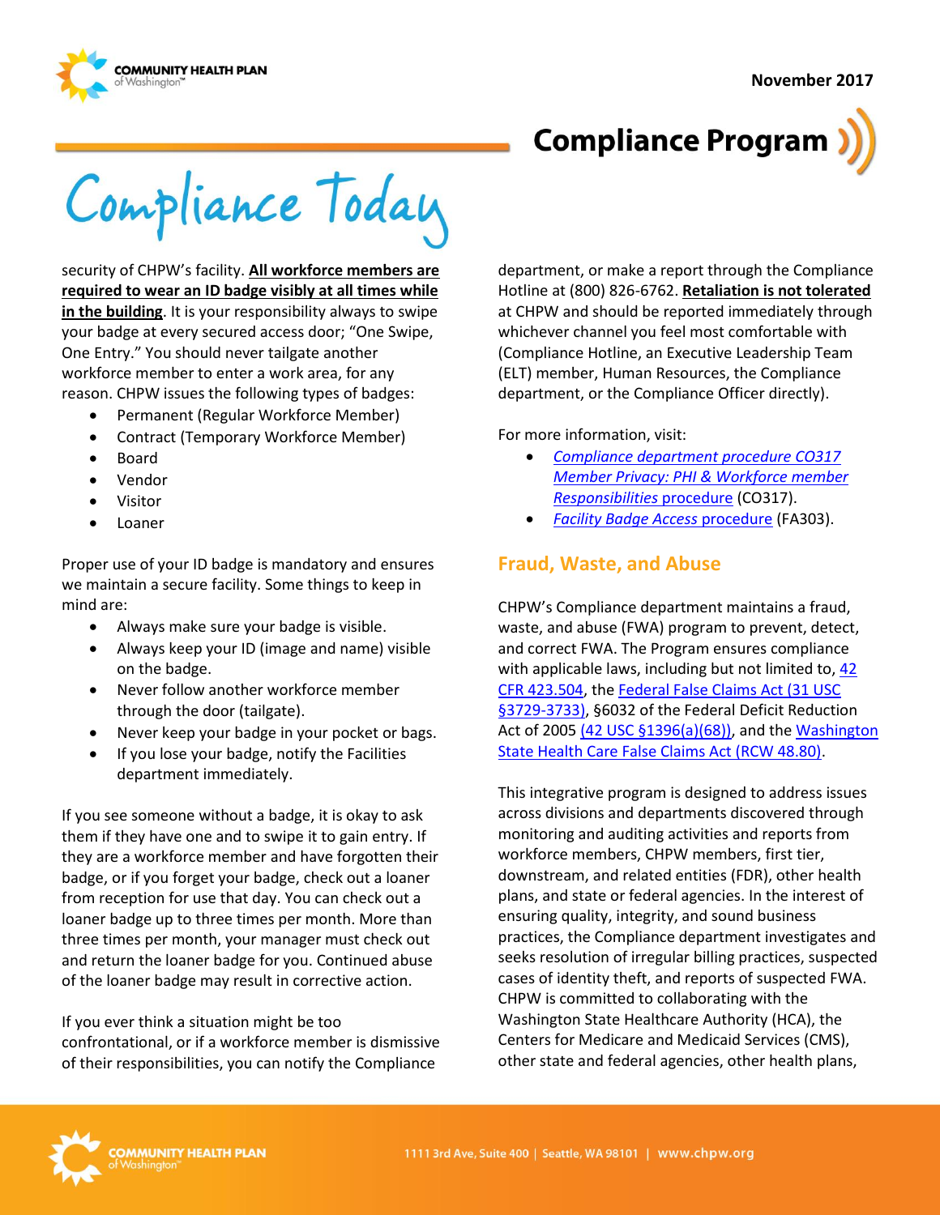security of CHPW's facility. **All workforce members are required to wear an ID badge visibly at all times while in the building**. It is your responsibility always to swipe your badge at every secured access door; "One Swipe, One Entry." You should never tailgate another workforce member to enter a work area, for any reason. CHPW issues the following types of badges:

- Permanent (Regular Workforce Member)
- Contract (Temporary Workforce Member)
- Board
- Vendor
- Visitor
- Loaner

Proper use of your ID badge is mandatory and ensures we maintain a secure facility. Some things to keep in mind are:

- Always make sure your badge is visible.
- Always keep your ID (image and name) visible on the badge.
- Never follow another workforce member through the door (tailgate).
- Never keep your badge in your pocket or bags.
- If you lose your badge, notify the Facilities department immediately.

If you see someone without a badge, it is okay to ask them if they have one and to swipe it to gain entry. If they are a workforce member and have forgotten their badge, or if you forget your badge, check out a loaner from reception for use that day. You can check out a loaner badge up to three times per month. More than three times per month, your manager must check out and return the loaner badge for you. Continued abuse of the loaner badge may result in corrective action.

If you ever think a situation might be too confrontational, or if a workforce member is dismissive of their responsibilities, you can notify the Compliance department, or make a report through the Compliance Hotline at (800) 826-6762. **Retaliation is not tolerated** at CHPW and should be reported immediately through whichever channel you feel most comfortable with (Compliance Hotline, an Executive Leadership Team (ELT) member, Human Resources, the Compliance department, or the Compliance Officer directly).

For more information, visit:

- *Compliance department procedure CO317 Member Privacy: PHI & Workforce member Responsibilities* procedure (CO317).
- *Facility Badge Access* procedure (FA303).

## Fraud, Waste, and Abuse

CHPW's Compliance department maintains a fraud, waste, and abuse (FWA) program to prevent, detect, and correct FWA. The Program ensures compliance with applicable laws, including but not limited to, 42 CFR 423.504, the Federal False Claims Act (31 USC §3729-3733), §6032 of the Federal Deficit Reduction Act of 2005 (42 USC §1396(a)(68)), and the Washington State Health Care False Claims Act (RCW 48.80).

This integrative program is designed to address issues across divisions and departments discovered through monitoring and auditing activities and reports from workforce members, CHPW members, first tier, downstream, and related entities (FDR), other health plans, and state or federal agencies. In the interest of ensuring quality, integrity, and sound business practices, the Compliance department investigates and seeks resolution of irregular billing practices, suspected cases of identity theft, and reports of suspected FWA. CHPW is committed to collaborating with the Washington State Healthcare Authority (HCA), the Centers for Medicare and Medicaid Services (CMS), other state and federal agencies, other health plans,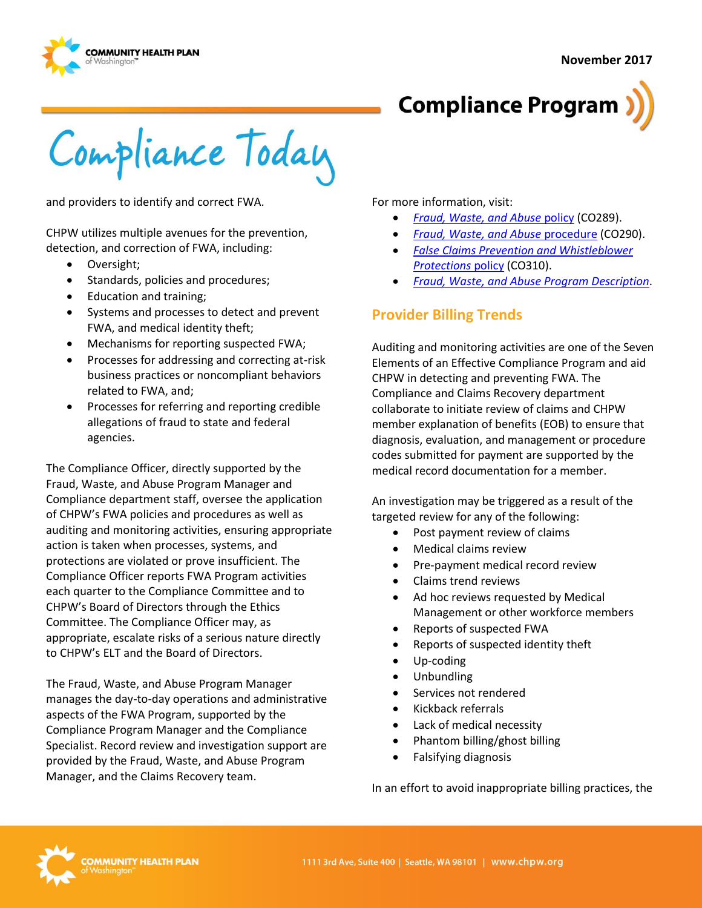and providers to identify and correct FWA.

CHPW utilizes multiple avenues for the prevention, detection, and correction of FWA, including:

- Oversight;
- Standards, policies and procedures;
- Education and training;
- Systems and processes to detect and prevent FWA, and medical identity theft;
- Mechanisms for reporting suspected FWA;
- Processes for addressing and correcting at-risk business practices or noncompliant behaviors related to FWA, and;
- Processes for referring and reporting credible allegations of fraud to state and federal agencies.

The Compliance Officer, directly supported by the Fraud, Waste, and Abuse Program Manager and Compliance department staff, oversee the application of CHPW's FWA policies and procedures as well as auditing and monitoring activities, ensuring appropriate action is taken when processes, systems, and protections are violated or prove insufficient. The Compliance Officer reports FWA Program activities each quarter to the Compliance Committee and to CHPW's Board of Directors through the Ethics Committee. The Compliance Officer may, as appropriate, escalate risks of a serious nature directly to CHPW's ELT and the Board of Directors.

The Fraud, Waste, and Abuse Program Manager manages the day-to-day operations and administrative aspects of the FWA Program, supported by the Compliance Program Manager and the Compliance Specialist. Record review and investigation support are provided by the Fraud, Waste, and Abuse Program Manager, and the Claims Recovery team.

For more information, visit:

- *Fraud, Waste, and Abuse* policy (CO289).
- *Fraud, Waste, and Abuse* procedure (CO290).
- *False Claims Prevention and Whistleblower Protections* policy (CO310).
- *Fraud, Waste, and Abuse Program Description*.

## Provider Billing Trends

Auditing and monitoring activities are one of the Seven Elements of an Effective Compliance Program and aid CHPW in detecting and preventing FWA. The Compliance and Claims Recovery department collaborate to initiate review of claims and CHPW member explanation of benefits (EOB) to ensure that diagnosis, evaluation, and management or procedure codes submitted for payment are supported by the medical record documentation for a member.

An investigation may be triggered as a result of the targeted review for any of the following:

- Post payment review of claims
- Medical claims review
- Pre-payment medical record review
- Claims trend reviews
- Ad hoc reviews requested by Medical Management or other workforce members
- Reports of suspected FWA
- Reports of suspected identity theft
- Up-coding
- Unbundling
- Services not rendered
- Kickback referrals
- Lack of medical necessity
- Phantom billing/ghost billing
- Falsifying diagnosis

In an effort to avoid inappropriate billing practices, the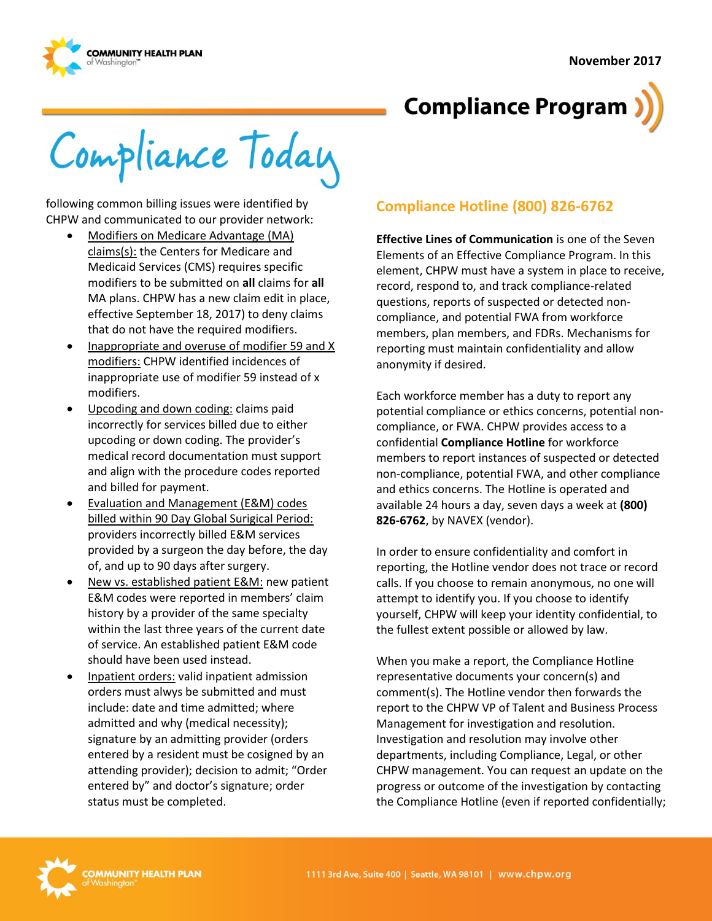following common billing issues were identified by CHPW and communicated to our provider network:

- Modifiers on Medicare Advantage (MA) claims(s): the Centers for Medicare and Medicaid Services (CMS) requires specific modifiers to be submitted on **all** claims for **all** MA plans. CHPW has a new claim edit in place, effective September 18, 2017) to deny claims that do not have the required modifiers.
- Inappropriate and overuse of modifier 59 and X modifiers: CHPW identified incidences of inappropriate use of modifier 59 instead of x modifiers.
- Upcoding and down coding: claims paid incorrectly for services billed due to either upcoding or down coding. The provider's medical record documentation must support and align with the procedure codes reported and billed for payment.
- Evaluation and Management (E&M) codes billed within 90 Day Global Surigical Period: providers incorrectly billed E&M services provided by a surgeon the day before, the day of, and up to 90 days after surgery.
- New vs. established patient E&M: new patient E&M codes were reported in members' claim history by a provider of the same specialty within the last three years of the current date of service. An established patient E&M code should have been used instead.
- Inpatient orders: valid inpatient admission orders must alwys be submitted and must include: date and time admitted; where admitted and why (medical necessity); signature by an admitting provider (orders entered by a resident must be cosigned by an attending provider); decision to admit; "Order entered by" and doctor's signature; order status must be completed.

## Compliance Hotline (800) 826-6762

**Effective Lines of Communication** is one of the Seven Elements of an Effective Compliance Program. In this element, CHPW must have a system in place to receive, record, respond to, and track compliance-related questions, reports of suspected or detected non-compliance, and potential FWA from workforce members, plan members, and FDRs. Mechanisms for reporting must maintain confidentiality and allow anonymity if desired.

Each workforce member has a duty to report any potential compliance or ethics concerns, potential non-compliance, or FWA. CHPW provides access to a confidential **Compliance Hotline** for workforce members to report instances of suspected or detected non-compliance, potential FWA, and other compliance and ethics concerns. The Hotline is operated and available 24 hours a day, seven days a week at **(800) 826-6762**, by NAVEX (vendor).

In order to ensure confidentiality and comfort in reporting, the Hotline vendor does not trace or record calls. If you choose to remain anonymous, no one will attempt to identify you. If you choose to identify yourself, CHPW will keep your identity confidential, to the fullest extent possible or allowed by law.

When you make a report, the Compliance Hotline representative documents your concern(s) and comment(s). The Hotline vendor then forwards the report to the CHPW VP of Talent and Business Process Management for investigation and resolution. Investigation and resolution may involve other departments, including Compliance, Legal, or other CHPW management. You can request an update on the progress or outcome of the investigation by contacting the Compliance Hotline (even if reported confidentially;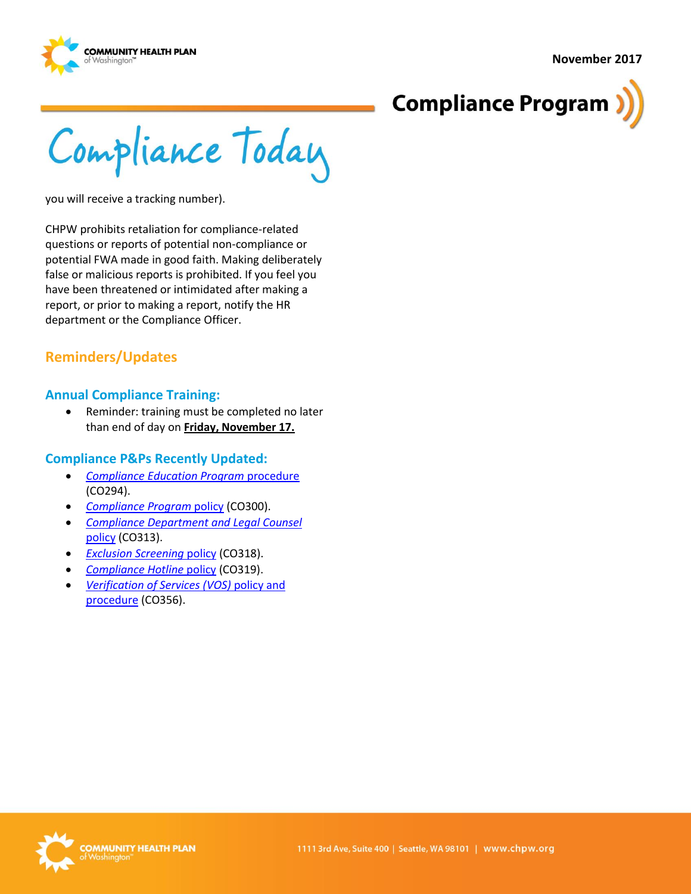you will receive a tracking number).

CHPW prohibits retaliation for compliance-related questions or reports of potential non-compliance or potential FWA made in good faith. Making deliberately false or malicious reports is prohibited. If you feel you have been threatened or intimidated after making a report, or prior to making a report, notify the HR department or the Compliance Officer.

## Reminders/Updates

### Annual Compliance Training:

- Reminder: training must be completed no later than end of day on **Friday, November 17.**

### Compliance P&Ps Recently Updated:

- *Compliance Education Program* procedure (CO294).
- *Compliance Program* policy (CO300).
- *Compliance Department and Legal Counsel* policy (CO313).
- *Exclusion Screening* policy (CO318).
- *Compliance Hotline* policy (CO319).
- *Verification of Services (VOS)* policy and procedure (CO356).